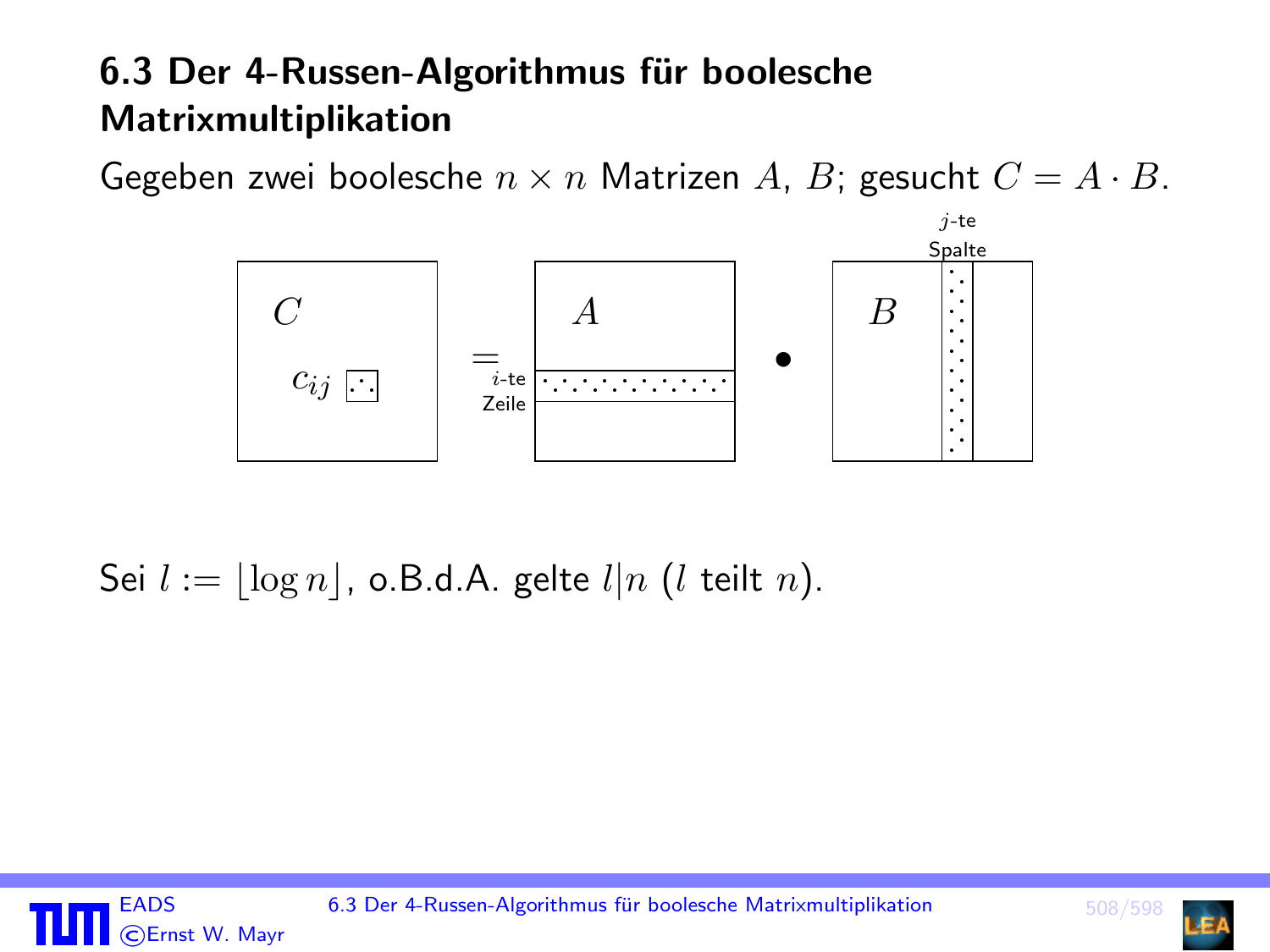# 6.3 Der 4-Russen-Algorithmus für boolesche Matrixmultiplikation

Gegeben zwei boolesche $n \times n$ Matrizen $A$, $B$; gesucht $C = A \cdot B$.

$C$ $c_{ij}$ = $A$ $i$-te Zeile • $B$ $j$-te Spalte

Sei $l := \lfloor \log n \rfloor$, o.B.d.A. gelte $l|n$ ($l$ teilt $n$).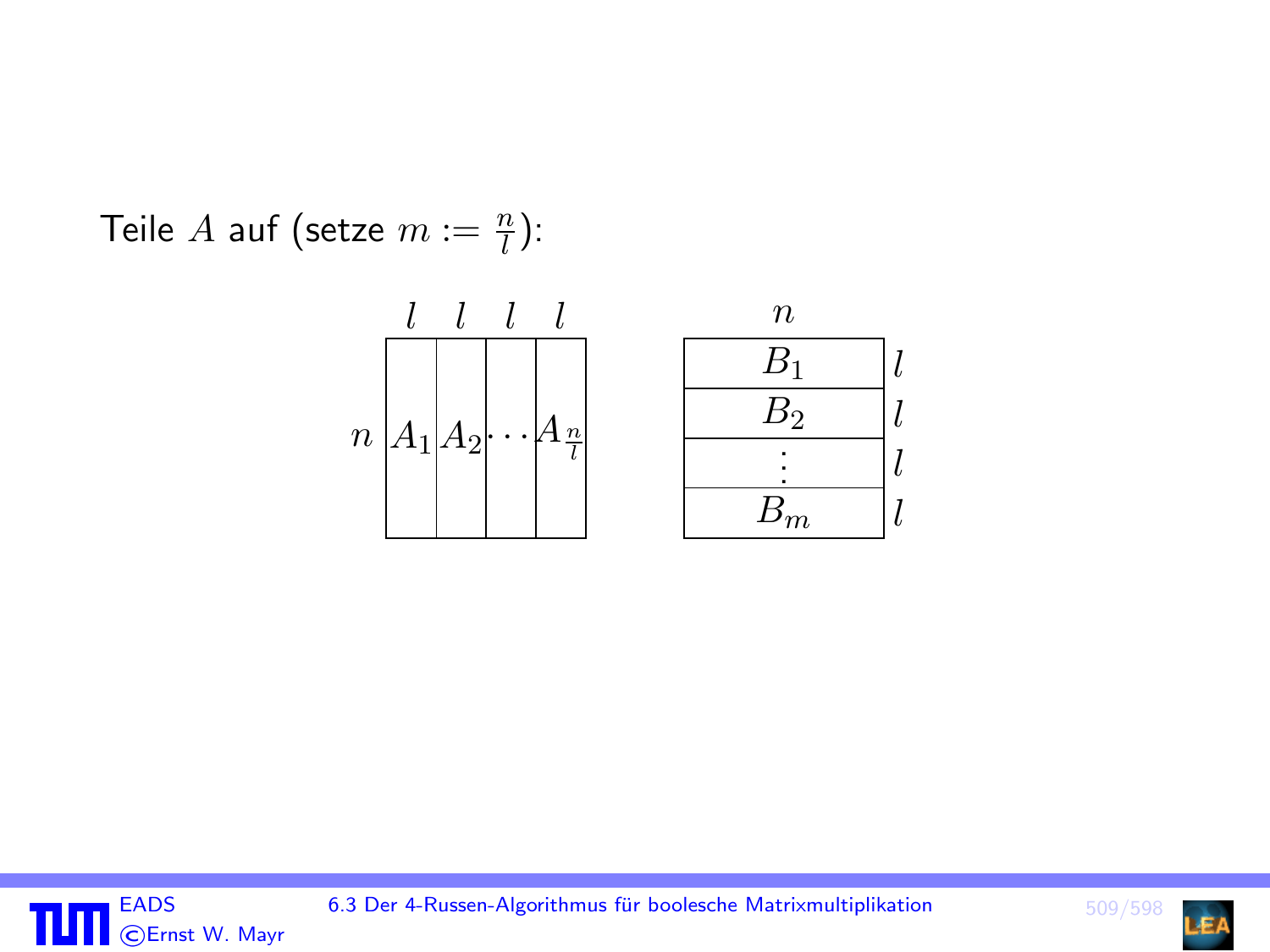Teile $A$ auf (setze $m := \frac{n}{l}$):

| | $l$ | $l$ | $l$ | $l$ |
|---|---|---|---|---|
| $n$ | $A_1$ | $A_2$ | $\cdots$ | $A_{\frac{n}{l}}$ |

| $n$ | |
|---|---|
| $B_1$ | $l$ |
| $B_2$ | $l$ |
| $\vdots$ | $l$ |
| $B_m$ | $l$ |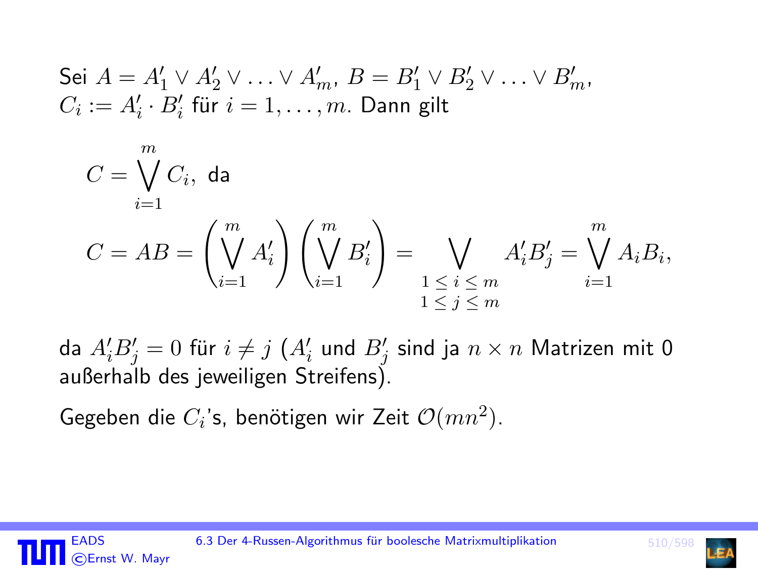Sei $A = A'_1 \vee A'_2 \vee \ldots \vee A'_m$, $B = B'_1 \vee B'_2 \vee \ldots \vee B'_m$, $C_i := A'_i \cdot B'_i$ für $i = 1, \ldots, m$. Dann gilt

$$C = \bigvee_{i=1}^{m} C_i, \text{ da}$$

$$C = AB = \left(\bigvee_{i=1}^{m} A'_i\right)\left(\bigvee_{i=1}^{m} B'_i\right) = \bigvee_{\substack{1 \le i \le m \\ 1 \le j \le m}} A'_i B'_j = \bigvee_{i=1}^{m} A_i B_i,$$

da $A'_i B'_j = 0$ für $i \neq j$ ($A'_i$ und $B'_j$ sind ja $n \times n$ Matrizen mit 0 außerhalb des jeweiligen Streifens).

Gegeben die $C_i$'s, benötigen wir Zeit $\mathcal{O}(mn^2)$.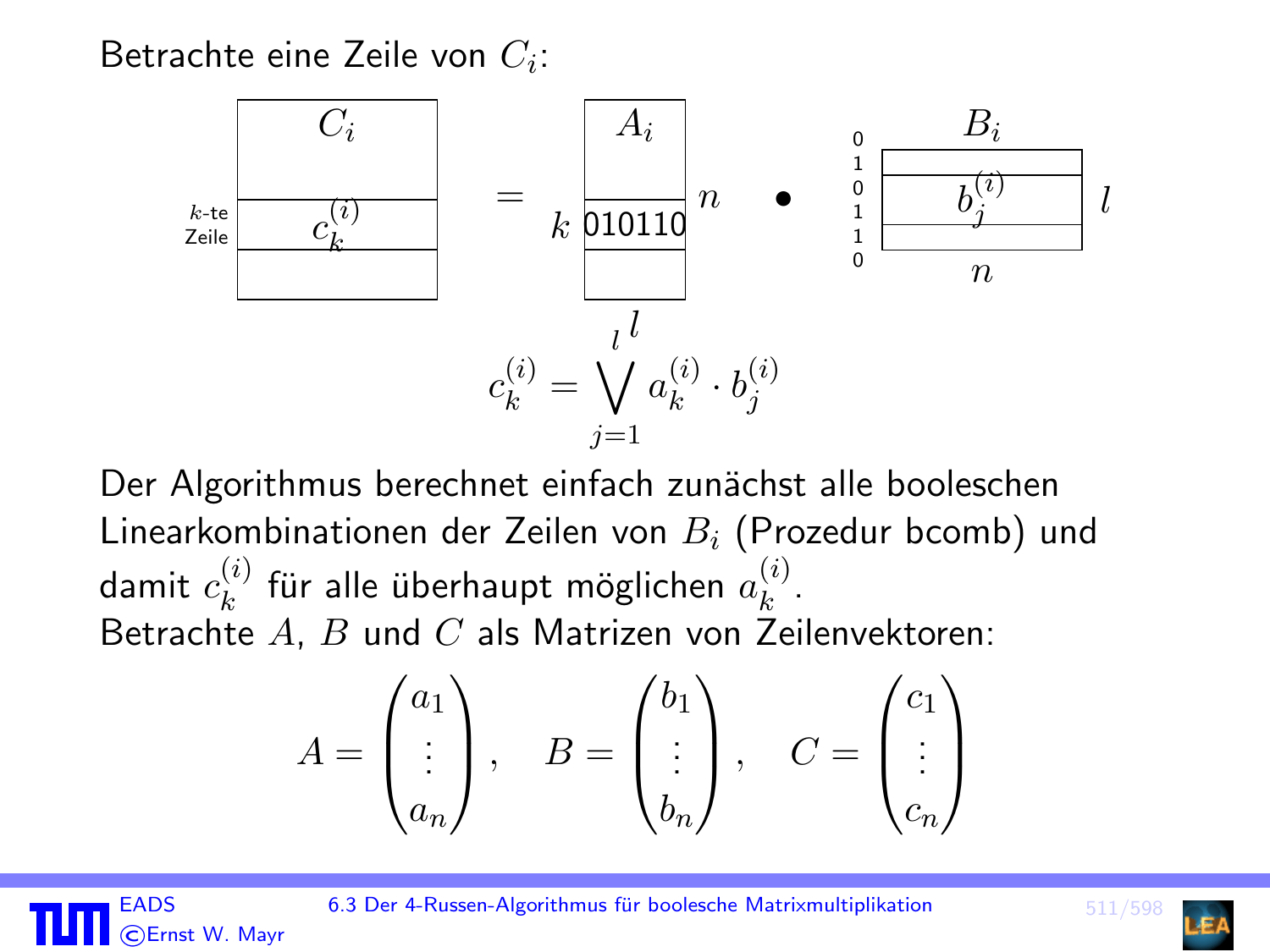Betrachte eine Zeile von $C_i$:

$k$-te Zeile: $c_k^{(i)}$ von $C_i$ $=$ Zeile $k$ (010110) von $A_i$ ($n \times l$) $\bullet$ $B_i$ ($l \times n$, Zeilen $b_j^{(i)}$)

$$c_k^{(i)} = \bigvee_{j=1}^{l} a_k^{(i)} \cdot b_j^{(i)}$$

Der Algorithmus berechnet einfach zunächst alle booleschen Linearkombinationen der Zeilen von $B_i$ (Prozedur bcomb) und damit $c_k^{(i)}$ für alle überhaupt möglichen $a_k^{(i)}$.

Betrachte $A$, $B$ und $C$ als Matrizen von Zeilenvektoren:

$$A = \begin{pmatrix} a_1 \\ \vdots \\ a_n \end{pmatrix}, \quad B = \begin{pmatrix} b_1 \\ \vdots \\ b_n \end{pmatrix}, \quad C = \begin{pmatrix} c_1 \\ \vdots \\ c_n \end{pmatrix}$$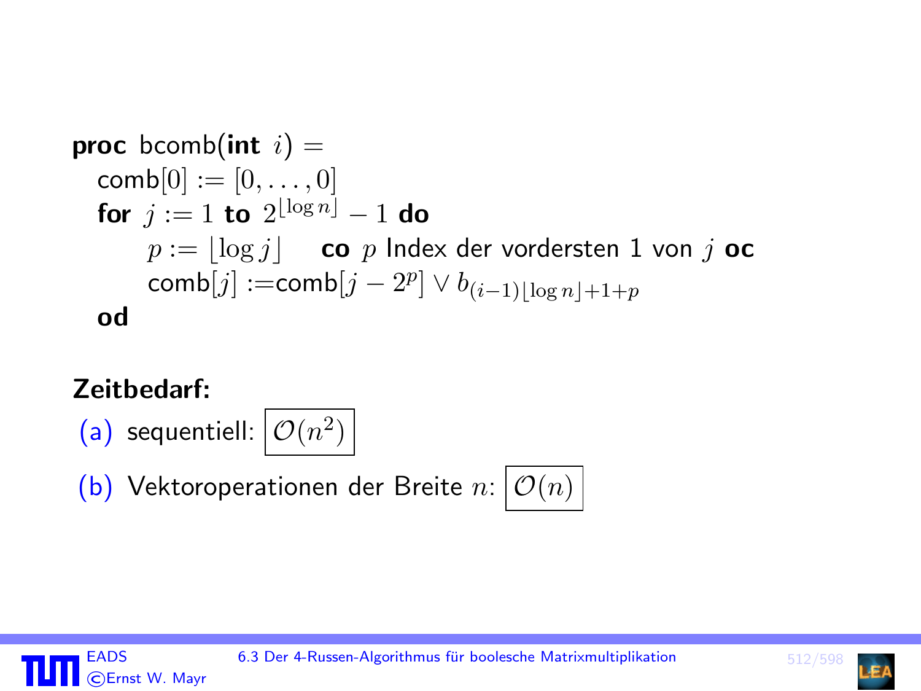```
proc bcomb(int i) =
  comb[0] := [0, ..., 0]
  for j := 1 to 2^⌊log n⌋ − 1 do
      p := ⌊log j⌋     co p Index der vordersten 1 von j oc
      comb[j] := comb[j − 2^p] ∨ b_{(i−1)⌊log n⌋+1+p}
  od
```

**Zeitbedarf:**

(a) sequentiell: $\boxed{\mathcal{O}(n^2)}$

(b) Vektoroperationen der Breite $n$: $\boxed{\mathcal{O}(n)}$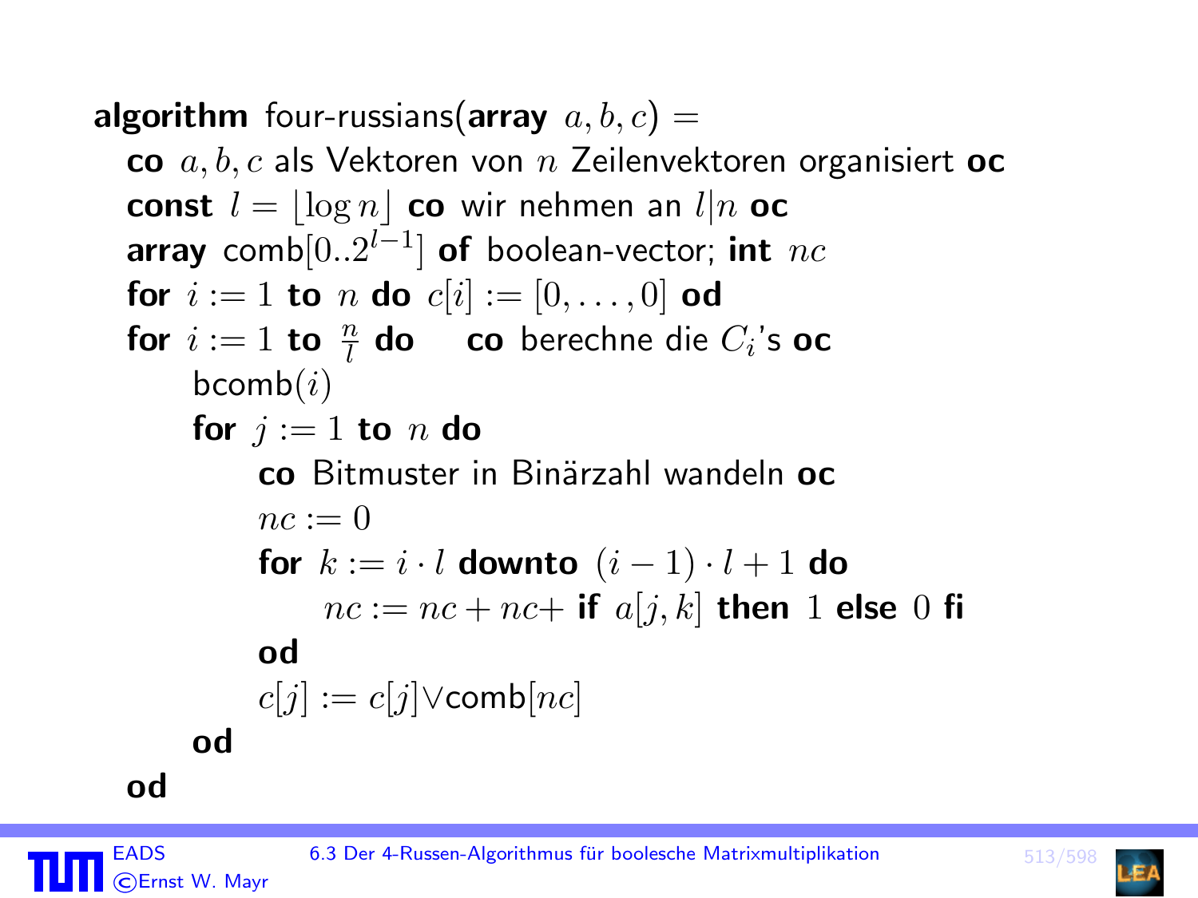```
algorithm four-russians(array a, b, c) =
  co a, b, c als Vektoren von n Zeilenvektoren organisiert oc
  const l = ⌊log n⌋ co wir nehmen an l|n oc
  array comb[0..2^(l−1)] of boolean-vector; int nc
  for i := 1 to n do c[i] := [0, ..., 0] od
  for i := 1 to n/l do     co berechne die C_i's oc
      bcomb(i)
      for j := 1 to n do
          co Bitmuster in Binärzahl wandeln oc
          nc := 0
          for k := i · l downto (i − 1) · l + 1 do
              nc := nc + nc+ if a[j, k] then 1 else 0 fi
          od
          c[j] := c[j]∨comb[nc]
      od
  od
```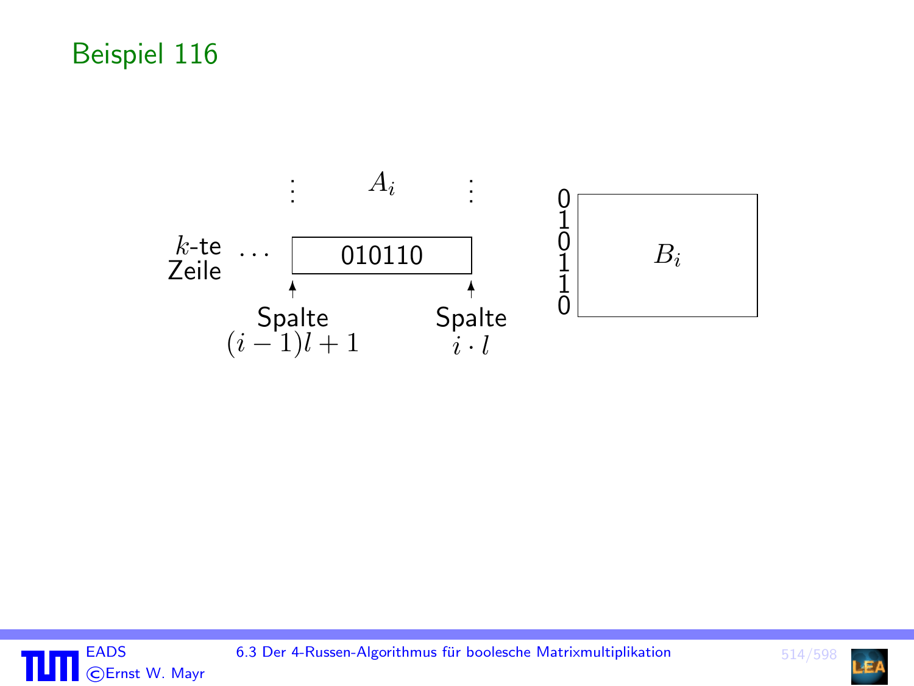## Beispiel 116

$A_i$

$k$-te Zeile … 010110

Spalte $(i-1)l+1$ Spalte $i \cdot l$

0
1
0
1
1
0

$B_i$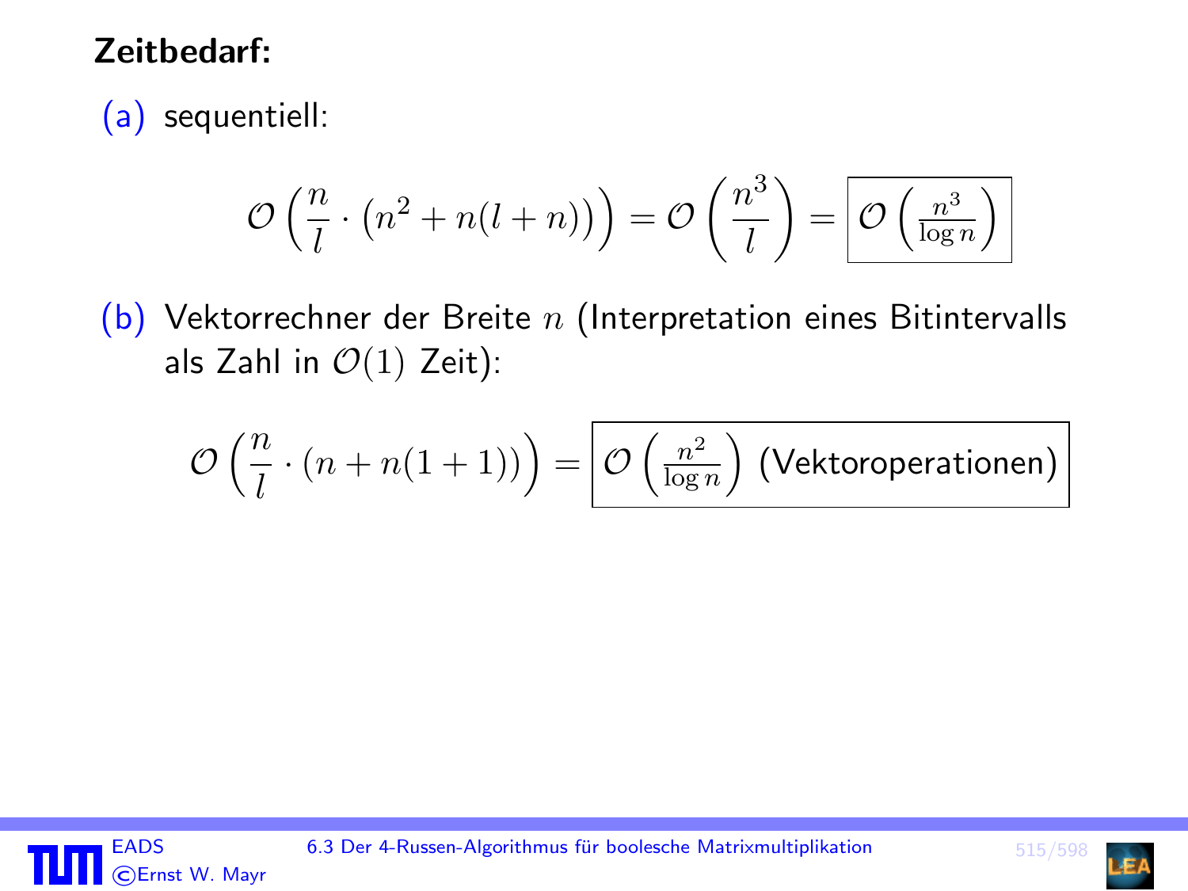**Zeitbedarf:**

(a) sequentiell:

$$\mathcal{O}\left(\frac{n}{l} \cdot \left(n^2 + n(l+n)\right)\right) = \mathcal{O}\left(\frac{n^3}{l}\right) = \boxed{\mathcal{O}\left(\frac{n^3}{\log n}\right)}$$

(b) Vektorrechner der Breite $n$ (Interpretation eines Bitintervalls als Zahl in $\mathcal{O}(1)$ Zeit):

$$\mathcal{O}\left(\frac{n}{l} \cdot (n + n(1+1))\right) = \boxed{\mathcal{O}\left(\frac{n^2}{\log n}\right) \text{ (Vektoroperationen)}}$$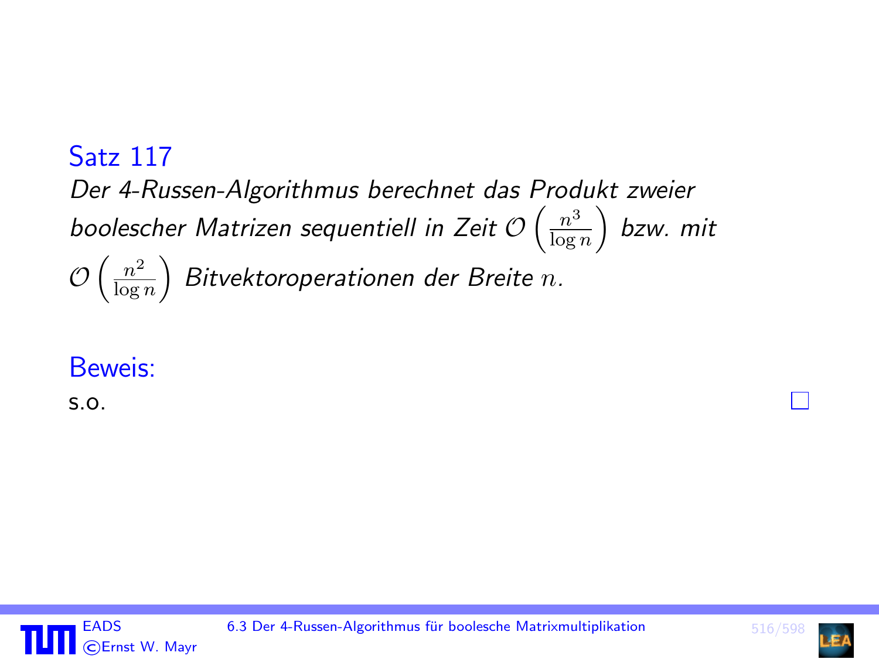**Satz 117**

*Der 4-Russen-Algorithmus berechnet das Produkt zweier boolescher Matrizen sequentiell in Zeit $\mathcal{O}\left(\frac{n^3}{\log n}\right)$ bzw. mit $\mathcal{O}\left(\frac{n^2}{\log n}\right)$ Bitvektoroperationen der Breite $n$.*

**Beweis:**

s.o. □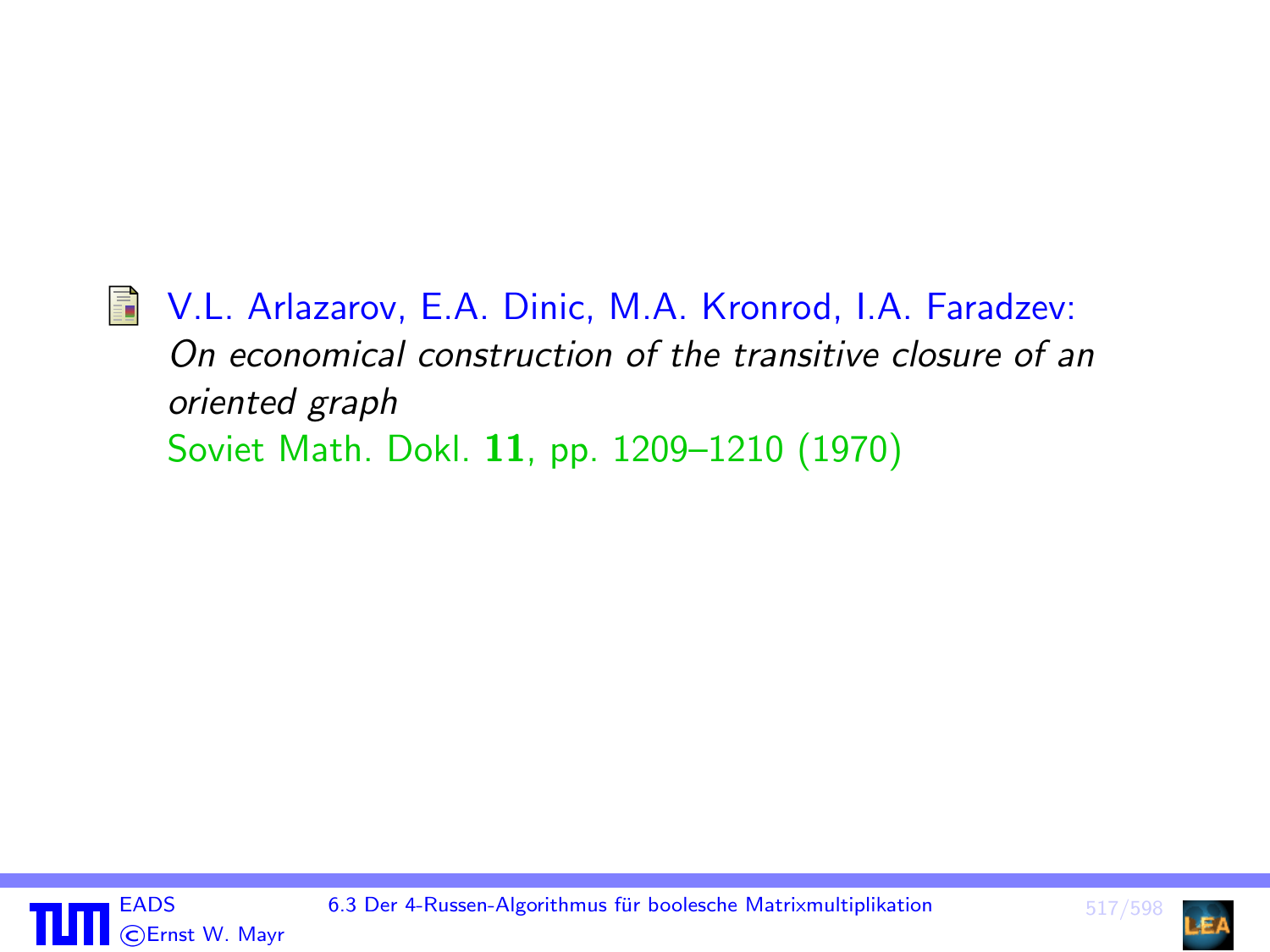V.L. Arlazarov, E.A. Dinic, M.A. Kronrod, I.A. Faradzev:
*On economical construction of the transitive closure of an oriented graph*
Soviet Math. Dokl. **11**, pp. 1209–1210 (1970)